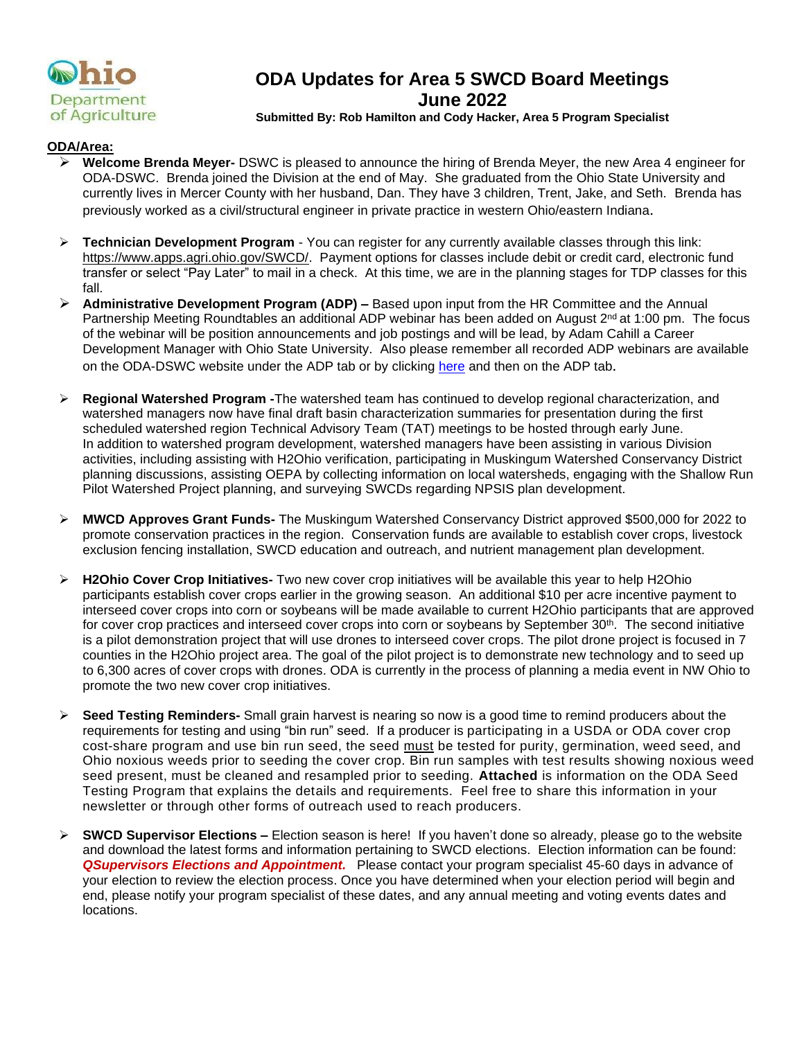# ODA Updates for Area 5 SWCD Board Meetings
## June 2022

**Submitted By: Rob Hamilton and Cody Hacker, Area 5 Program Specialist**

**ODA/Area:**

- **Welcome Brenda Meyer-** DSWC is pleased to announce the hiring of Brenda Meyer, the new Area 4 engineer for ODA-DSWC. Brenda joined the Division at the end of May. She graduated from the Ohio State University and currently lives in Mercer County with her husband, Dan. They have 3 children, Trent, Jake, and Seth. Brenda has previously worked as a civil/structural engineer in private practice in western Ohio/eastern Indiana.

- **Technician Development Program** - You can register for any currently available classes through this link: https://www.apps.agri.ohio.gov/SWCD/. Payment options for classes include debit or credit card, electronic fund transfer or select "Pay Later" to mail in a check. At this time, we are in the planning stages for TDP classes for this fall.

- **Administrative Development Program (ADP) –** Based upon input from the HR Committee and the Annual Partnership Meeting Roundtables an additional ADP webinar has been added on August 2nd at 1:00 pm. The focus of the webinar will be position announcements and job postings and will be lead, by Adam Cahill a Career Development Manager with Ohio State University. Also please remember all recorded ADP webinars are available on the ODA-DSWC website under the ADP tab or by clicking here and then on the ADP tab.

- **Regional Watershed Program -**The watershed team has continued to develop regional characterization, and watershed managers now have final draft basin characterization summaries for presentation during the first scheduled watershed region Technical Advisory Team (TAT) meetings to be hosted through early June. In addition to watershed program development, watershed managers have been assisting in various Division activities, including assisting with H2Ohio verification, participating in Muskingum Watershed Conservancy District planning discussions, assisting OEPA by collecting information on local watersheds, engaging with the Shallow Run Pilot Watershed Project planning, and surveying SWCDs regarding NPSIS plan development.

- **MWCD Approves Grant Funds-** The Muskingum Watershed Conservancy District approved $500,000 for 2022 to promote conservation practices in the region. Conservation funds are available to establish cover crops, livestock exclusion fencing installation, SWCD education and outreach, and nutrient management plan development.

- **H2Ohio Cover Crop Initiatives-** Two new cover crop initiatives will be available this year to help H2Ohio participants establish cover crops earlier in the growing season. An additional $10 per acre incentive payment to interseed cover crops into corn or soybeans will be made available to current H2Ohio participants that are approved for cover crop practices and interseed cover crops into corn or soybeans by September 30th. The second initiative is a pilot demonstration project that will use drones to interseed cover crops. The pilot drone project is focused in 7 counties in the H2Ohio project area. The goal of the pilot project is to demonstrate new technology and to seed up to 6,300 acres of cover crops with drones. ODA is currently in the process of planning a media event in NW Ohio to promote the two new cover crop initiatives.

- **Seed Testing Reminders-** Small grain harvest is nearing so now is a good time to remind producers about the requirements for testing and using "bin run" seed. If a producer is participating in a USDA or ODA cover crop cost-share program and use bin run seed, the seed must be tested for purity, germination, weed seed, and Ohio noxious weeds prior to seeding the cover crop. Bin run samples with test results showing noxious weed seed present, must be cleaned and resampled prior to seeding. **Attached** is information on the ODA Seed Testing Program that explains the details and requirements. Feel free to share this information in your newsletter or through other forms of outreach used to reach producers.

- **SWCD Supervisor Elections –** Election season is here! If you haven't done so already, please go to the website and download the latest forms and information pertaining to SWCD elections. Election information can be found: ***QSupervisors Elections and Appointment.*** Please contact your program specialist 45-60 days in advance of your election to review the election process. Once you have determined when your election period will begin and end, please notify your program specialist of these dates, and any annual meeting and voting events dates and locations.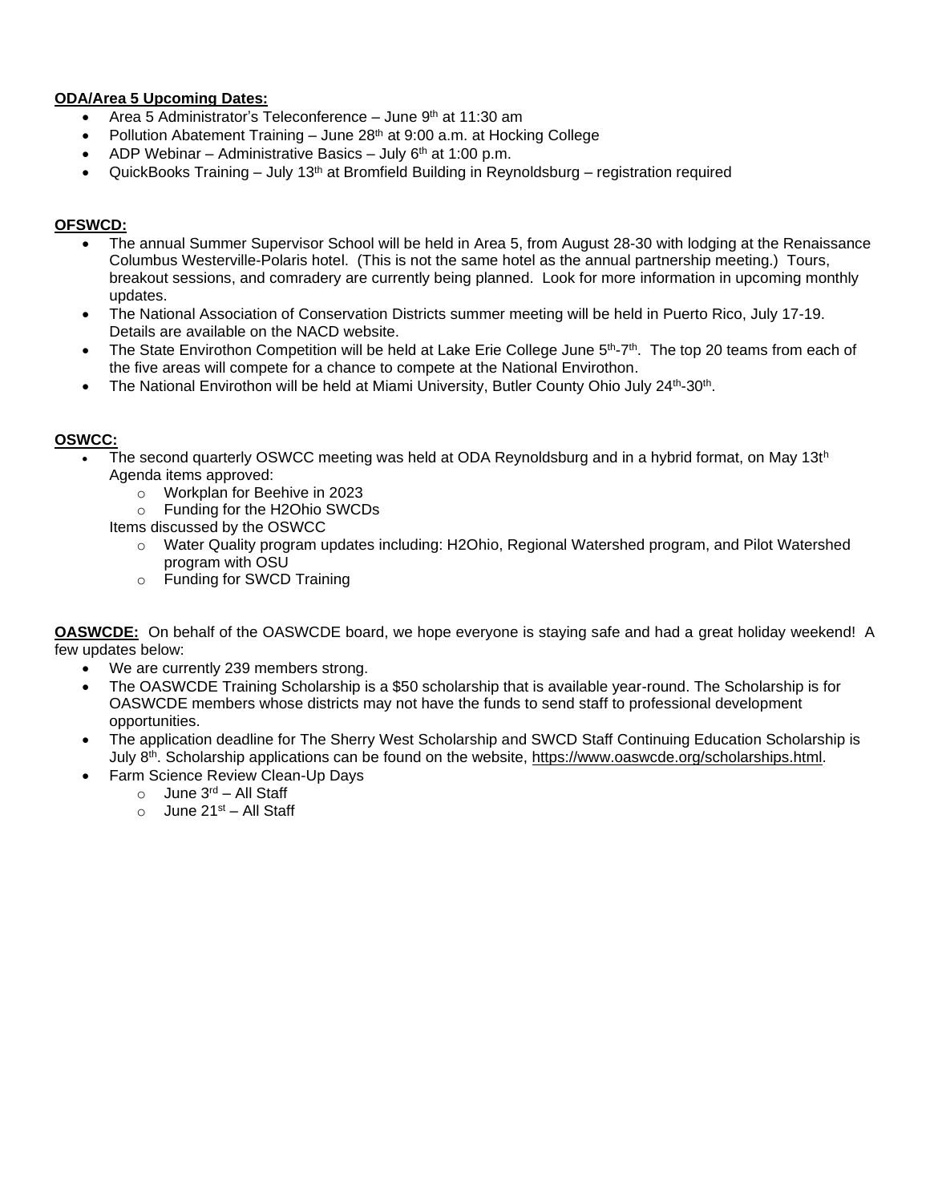**ODA/Area 5 Upcoming Dates:**

- Area 5 Administrator's Teleconference – June 9th at 11:30 am
- Pollution Abatement Training – June 28th at 9:00 a.m. at Hocking College
- ADP Webinar – Administrative Basics – July 6th at 1:00 p.m.
- QuickBooks Training – July 13th at Bromfield Building in Reynoldsburg – registration required

**OFSWCD:**

- The annual Summer Supervisor School will be held in Area 5, from August 28-30 with lodging at the Renaissance Columbus Westerville-Polaris hotel. (This is not the same hotel as the annual partnership meeting.) Tours, breakout sessions, and comradery are currently being planned. Look for more information in upcoming monthly updates.
- The National Association of Conservation Districts summer meeting will be held in Puerto Rico, July 17-19. Details are available on the NACD website.
- The State Envirothon Competition will be held at Lake Erie College June 5th-7th. The top 20 teams from each of the five areas will compete for a chance to compete at the National Envirothon.
- The National Envirothon will be held at Miami University, Butler County Ohio July 24th-30th.

**OSWCC:**

- The second quarterly OSWCC meeting was held at ODA Reynoldsburg and in a hybrid format, on May 13th
  Agenda items approved:
  - Workplan for Beehive in 2023
  - Funding for the H2Ohio SWCDs

  Items discussed by the OSWCC
  - Water Quality program updates including: H2Ohio, Regional Watershed program, and Pilot Watershed program with OSU
  - Funding for SWCD Training

**OASWCDE:** On behalf of the OASWCDE board, we hope everyone is staying safe and had a great holiday weekend! A few updates below:

- We are currently 239 members strong.
- The OASWCDE Training Scholarship is a $50 scholarship that is available year-round. The Scholarship is for OASWCDE members whose districts may not have the funds to send staff to professional development opportunities.
- The application deadline for The Sherry West Scholarship and SWCD Staff Continuing Education Scholarship is July 8th. Scholarship applications can be found on the website, https://www.oaswcde.org/scholarships.html.
- Farm Science Review Clean-Up Days
  - June 3rd – All Staff
  - June 21st – All Staff